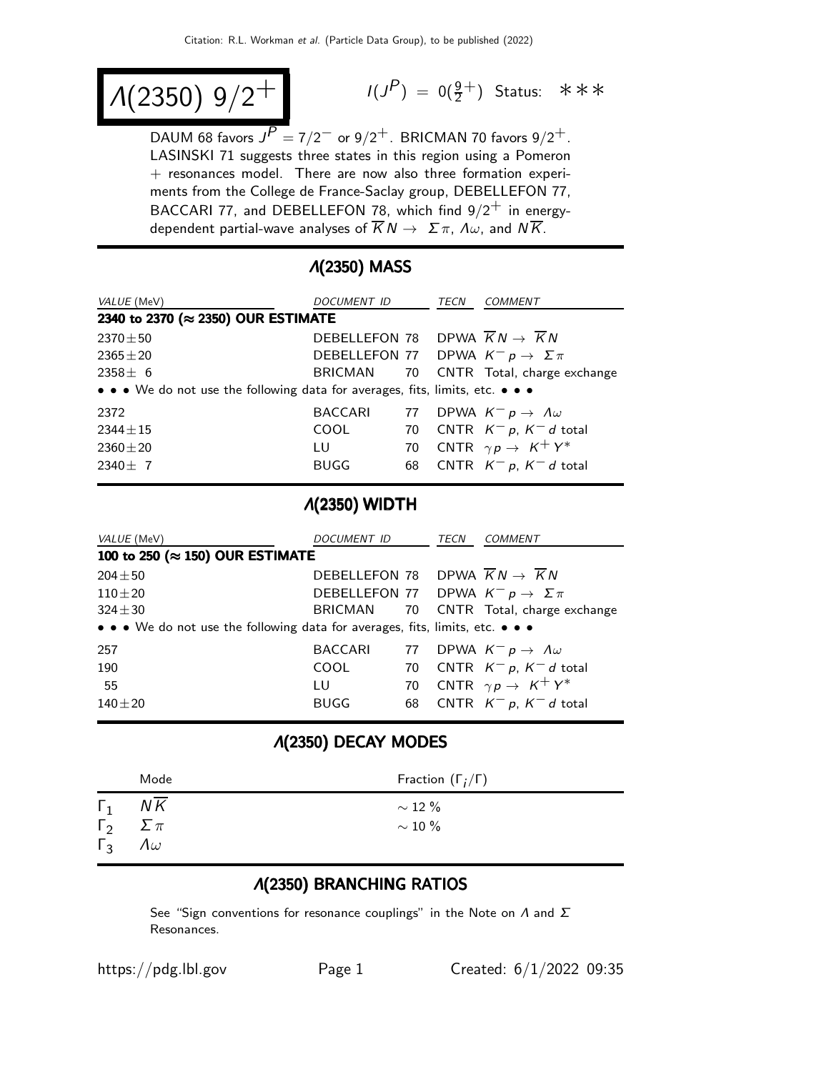# $\Lambda(2350)$ $9/2^+$

$I(J^P) = 0(\frac{9}{2}^+)$ Status: ∗∗∗

DAUM 68 favors $J^P = 7/2^-$ or $9/2^+$. BRICMAN 70 favors $9/2^+$. LASINSKI 71 suggests three states in this region using a Pomeron + resonances model. There are now also three formation experiments from the College de France-Saclay group, DEBELLEFON 77, BACCARI 77, and DEBELLEFON 78, which find $9/2^+$ in energy-dependent partial-wave analyses of $\overline{K}N \to \Sigma\pi$, $\Lambda\omega$, and $N\overline{K}$.

## $\Lambda(2350)$ MASS

| *VALUE* (MeV) | *DOCUMENT ID* | | *TECN* | *COMMENT* |
|---|---|---|---|---|
| **2340 to 2370 (≈ 2350) OUR ESTIMATE** | | | | |
| $2370 \pm 50$ | DEBELLEFON | 78 | DPWA | $\overline{K}N \to \overline{K}N$ |
| $2365 \pm 20$ | DEBELLEFON | 77 | DPWA | $K^- p \to \Sigma\pi$ |
| $2358 \pm 6$ | BRICMAN | 70 | CNTR | Total, charge exchange |
| • • • We do not use the following data for averages, fits, limits, etc. • • • | | | | |
| 2372 | BACCARI | 77 | DPWA | $K^- p \to \Lambda\omega$ |
| $2344 \pm 15$ | COOL | 70 | CNTR | $K^- p$, $K^- d$ total |
| $2360 \pm 20$ | LU | 70 | CNTR | $\gamma p \to K^+ Y^*$ |
| $2340 \pm 7$ | BUGG | 68 | CNTR | $K^- p$, $K^- d$ total |

## $\Lambda(2350)$ WIDTH

| *VALUE* (MeV) | *DOCUMENT ID* | | *TECN* | *COMMENT* |
|---|---|---|---|---|
| **100 to 250 (≈ 150) OUR ESTIMATE** | | | | |
| $204 \pm 50$ | DEBELLEFON | 78 | DPWA | $\overline{K}N \to \overline{K}N$ |
| $110 \pm 20$ | DEBELLEFON | 77 | DPWA | $K^- p \to \Sigma\pi$ |
| $324 \pm 30$ | BRICMAN | 70 | CNTR | Total, charge exchange |
| • • • We do not use the following data for averages, fits, limits, etc. • • • | | | | |
| 257 | BACCARI | 77 | DPWA | $K^- p \to \Lambda\omega$ |
| 190 | COOL | 70 | CNTR | $K^- p$, $K^- d$ total |
| 55 | LU | 70 | CNTR | $\gamma p \to K^+ Y^*$ |
| $140 \pm 20$ | BUGG | 68 | CNTR | $K^- p$, $K^- d$ total |

## $\Lambda(2350)$ DECAY MODES

| | Mode | Fraction ($\Gamma_i/\Gamma$) |
|---|---|---|
| $\Gamma_1$ | $N\overline{K}$ | $\sim 12$ % |
| $\Gamma_2$ | $\Sigma\pi$ | $\sim 10$ % |
| $\Gamma_3$ | $\Lambda\omega$ | |

## $\Lambda(2350)$ BRANCHING RATIOS

See "Sign conventions for resonance couplings" in the Note on $\Lambda$ and $\Sigma$ Resonances.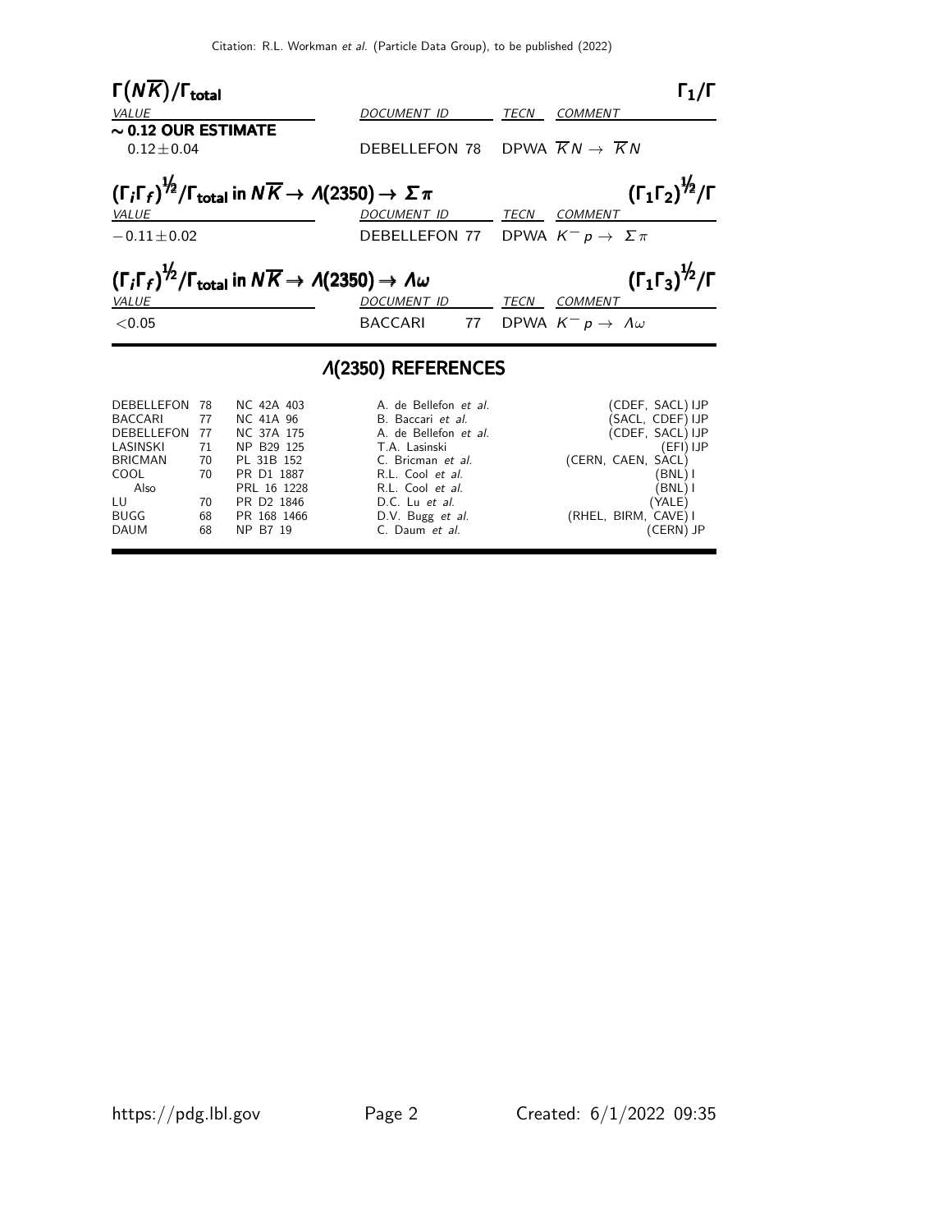### $\Gamma(N\overline{K})/\Gamma_{total}$ $\Gamma_1/\Gamma$

| VALUE | DOCUMENT ID | TECN | COMMENT |
|---|---|---|---|
| **$\sim$ 0.12 OUR ESTIMATE** | | | |
| $0.12 \pm 0.04$ | DEBELLEFON 78 | DPWA | $\overline{K}N \rightarrow \overline{K}N$ |

### $(\Gamma_i\Gamma_f)^{1/2}/\Gamma_{total}$ in $N\overline{K} \rightarrow \Lambda(2350) \rightarrow \Sigma\pi$ $(\Gamma_1\Gamma_2)^{1/2}/\Gamma$

| VALUE | DOCUMENT ID | TECN | COMMENT |
|---|---|---|---|
| $-0.11 \pm 0.02$ | DEBELLEFON 77 | DPWA | $K^- p \rightarrow \Sigma\pi$ |

### $(\Gamma_i\Gamma_f)^{1/2}/\Gamma_{total}$ in $N\overline{K} \rightarrow \Lambda(2350) \rightarrow \Lambda\omega$ $(\Gamma_1\Gamma_3)^{1/2}/\Gamma$

| VALUE | DOCUMENT ID | TECN | COMMENT |
|---|---|---|---|
| $<0.05$ | BACCARI 77 | DPWA | $K^- p \rightarrow \Lambda\omega$ |

## $\Lambda(2350)$ REFERENCES

| | | | | |
|---|---|---|---|---|
| DEBELLEFON | 78 | NC 42A 403 | A. de Bellefon *et al.* | (CDEF, SACL) IJP |
| BACCARI | 77 | NC 41A 96 | B. Baccari *et al.* | (SACL, CDEF) IJP |
| DEBELLEFON | 77 | NC 37A 175 | A. de Bellefon *et al.* | (CDEF, SACL) IJP |
| LASINSKI | 71 | NP B29 125 | T.A. Lasinski | (EFI) IJP |
| BRICMAN | 70 | PL 31B 152 | C. Bricman *et al.* | (CERN, CAEN, SACL) |
| COOL | 70 | PR D1 1887 | R.L. Cool *et al.* | (BNL) I |
| Also | | PRL 16 1228 | R.L. Cool *et al.* | (BNL) I |
| LU | 70 | PR D2 1846 | D.C. Lu *et al.* | (YALE) |
| BUGG | 68 | PR 168 1466 | D.V. Bugg *et al.* | (RHEL, BIRM, CAVE) I |
| DAUM | 68 | NP B7 19 | C. Daum *et al.* | (CERN) JP |